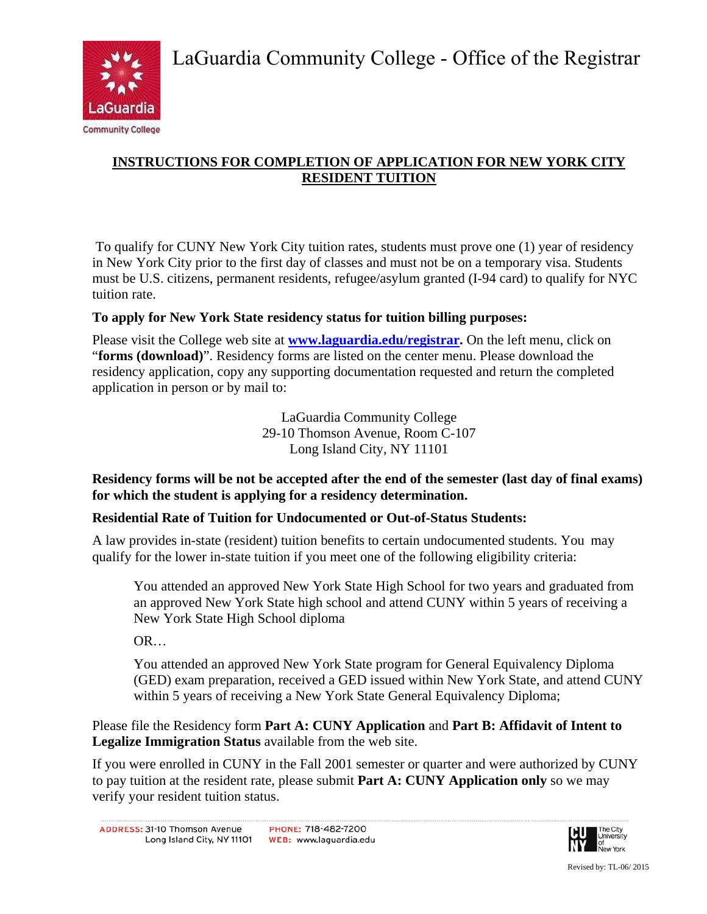# LaGuardia Community College - Office of the Registrar

## INSTRUCTIONS FOR COMPLETION OF APPLICATION FOR NEW YORK CITY RESIDENT TUITION

To qualify for CUNY New York City tuition rates, students must prove one (1) year of residency in New York City prior to the first day of classes and must not be on a temporary visa. Students must be U.S. citizens, permanent residents, refugee/asylum granted (I-94 card) to qualify for NYC tuition rate.

**To apply for New York State residency status for tuition billing purposes:**

Please visit the College web site at **www.laguardia.edu/registrar.** On the left menu, click on "**forms (download)**". Residency forms are listed on the center menu. Please download the residency application, copy any supporting documentation requested and return the completed application in person or by mail to:

LaGuardia Community College
29-10 Thomson Avenue, Room C-107
Long Island City, NY 11101

**Residency forms will be not be accepted after the end of the semester (last day of final exams) for which the student is applying for a residency determination.**

**Residential Rate of Tuition for Undocumented or Out-of-Status Students:**

A law provides in-state (resident) tuition benefits to certain undocumented students. You may qualify for the lower in-state tuition if you meet one of the following eligibility criteria:

> You attended an approved New York State High School for two years and graduated from an approved New York State high school and attend CUNY within 5 years of receiving a New York State High School diploma
>
> OR…
>
> You attended an approved New York State program for General Equivalency Diploma (GED) exam preparation, received a GED issued within New York State, and attend CUNY within 5 years of receiving a New York State General Equivalency Diploma;

Please file the Residency form **Part A: CUNY Application** and **Part B: Affidavit of Intent to Legalize Immigration Status** available from the web site.

If you were enrolled in CUNY in the Fall 2001 semester or quarter and were authorized by CUNY to pay tuition at the resident rate, please submit **Part A: CUNY Application only** so we may verify your resident tuition status.

ADDRESS: 31-10 Thomson Avenue Long Island City, NY 11101 PHONE: 718-482-7200 WEB: www.laguardia.edu

Revised by: TL-06/ 2015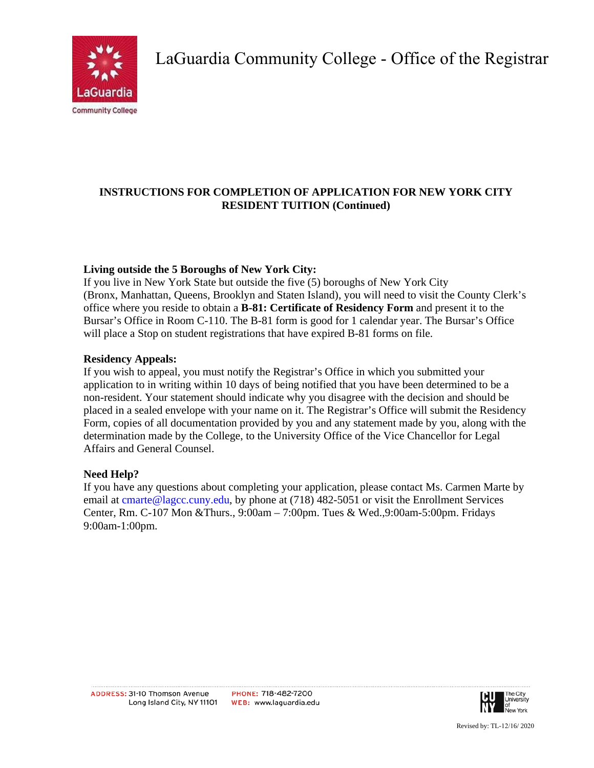LaGuardia Community College - Office of the Registrar

**INSTRUCTIONS FOR COMPLETION OF APPLICATION FOR NEW YORK CITY RESIDENT TUITION (Continued)**

**Living outside the 5 Boroughs of New York City:**
If you live in New York State but outside the five (5) boroughs of New York City (Bronx, Manhattan, Queens, Brooklyn and Staten Island), you will need to visit the County Clerk's office where you reside to obtain a **B-81: Certificate of Residency Form** and present it to the Bursar's Office in Room C-110. The B-81 form is good for 1 calendar year. The Bursar's Office will place a Stop on student registrations that have expired B-81 forms on file.

**Residency Appeals:**
If you wish to appeal, you must notify the Registrar's Office in which you submitted your application to in writing within 10 days of being notified that you have been determined to be a non-resident. Your statement should indicate why you disagree with the decision and should be placed in a sealed envelope with your name on it. The Registrar's Office will submit the Residency Form, copies of all documentation provided by you and any statement made by you, along with the determination made by the College, to the University Office of the Vice Chancellor for Legal Affairs and General Counsel.

**Need Help?**
If you have any questions about completing your application, please contact Ms. Carmen Marte by email at cmarte@lagcc.cuny.edu, by phone at (718) 482-5051 or visit the Enrollment Services Center, Rm. C-107 Mon &Thurs., 9:00am – 7:00pm. Tues & Wed.,9:00am-5:00pm. Fridays 9:00am-1:00pm.

ADDRESS: 31-10 Thomson Avenue Long Island City, NY 11101
PHONE: 718-482-7200
WEB: www.laguardia.edu

Revised by: TL-12/16/ 2020